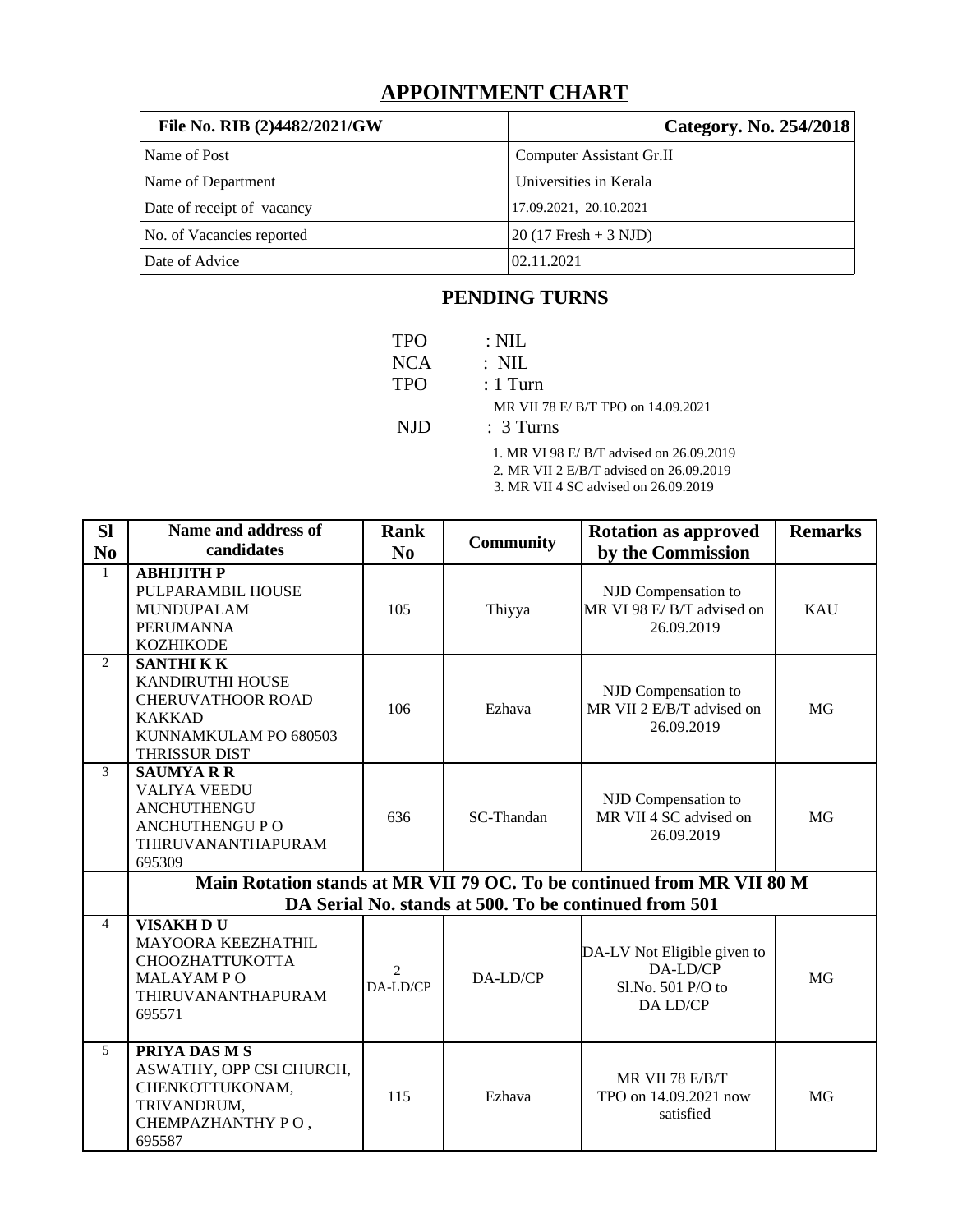# APPOINTMENT CHART

| File No. RIB (2)4482/2021/GW | Category. No. 254/2018 |
|---|---|
| Name of Post | Computer Assistant Gr.II |
| Name of Department | Universities in Kerala |
| Date of receipt of vacancy | 17.09.2021, 20.10.2021 |
| No. of Vacancies reported | 20 (17 Fresh + 3 NJD) |
| Date of Advice | 02.11.2021 |

## PENDING TURNS

TPO : NIL

NCA : NIL

TPO : 1 Turn

MR VII 78 E/ B/T TPO on 14.09.2021

NJD : 3 Turns

1. MR VI 98 E/ B/T advised on 26.09.2019
2. MR VII 2 E/B/T advised on 26.09.2019
3. MR VII 4 SC advised on 26.09.2019

| Sl No | Name and address of candidates | Rank No | Community | Rotation as approved by the Commission | Remarks |
|---|---|---|---|---|---|
| 1 | **ABHIJITH P**<br>PULPARAMBIL HOUSE<br>MUNDUPALAM<br>PERUMANNA<br>KOZHIKODE | 105 | Thiyya | NJD Compensation to MR VI 98 E/ B/T advised on 26.09.2019 | KAU |
| 2 | **SANTHI K K**<br>KANDIRUTHI HOUSE<br>CHERUVATHOOR ROAD<br>KAKKAD<br>KUNNAMKULAM PO 680503<br>THRISSUR DIST | 106 | Ezhava | NJD Compensation to MR VII 2 E/B/T advised on 26.09.2019 | MG |
| 3 | **SAUMYA R R**<br>VALIYA VEEDU<br>ANCHUTHENGU<br>ANCHUTHENGU P O<br>THIRUVANANTHAPURAM<br>695309 | 636 | SC-Thandan | NJD Compensation to MR VII 4 SC advised on 26.09.2019 | MG |
| | **Main Rotation stands at MR VII 79 OC. To be continued from MR VII 80 M<br>DA Serial No. stands at 500. To be continued from 501** | | | | |
| 4 | **VISAKH D U**<br>MAYOORA KEEZHATHIL<br>CHOOZHATTUKOTTA<br>MALAYAM P O<br>THIRUVANANTHAPURAM<br>695571 | 2<br>DA-LD/CP | DA-LD/CP | DA-LV Not Eligible given to DA-LD/CP<br>Sl.No. 501 P/O to DA LD/CP | MG |
| 5 | **PRIYA DAS M S**<br>ASWATHY, OPP CSI CHURCH,<br>CHENKOTTUKONAM,<br>TRIVANDRUM,<br>CHEMPAZHANTHY P O ,<br>695587 | 115 | Ezhava | MR VII 78 E/B/T TPO on 14.09.2021 now satisfied | MG |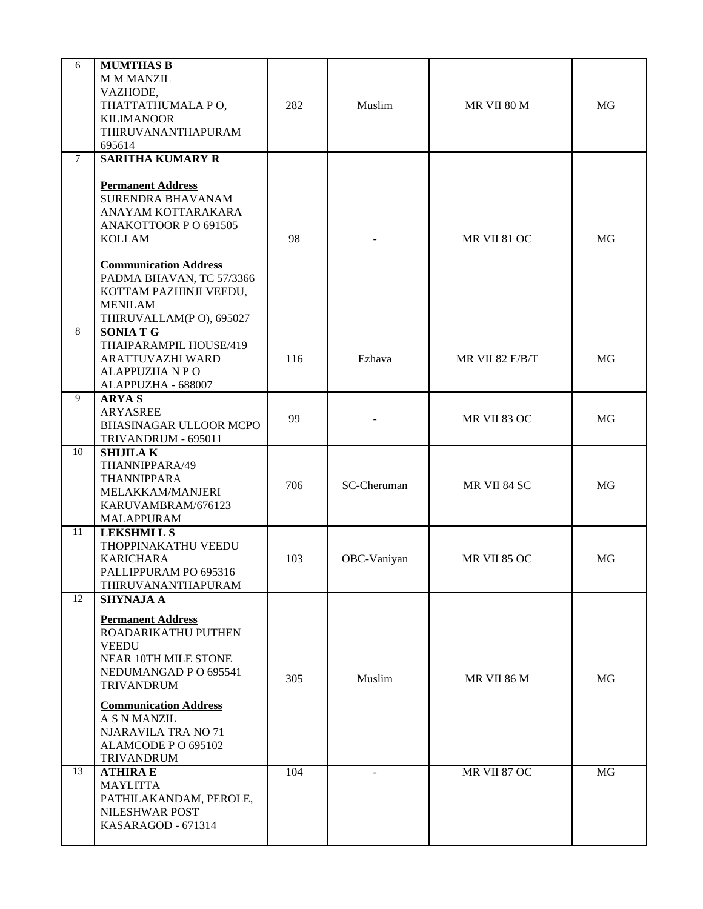| | | | | | |
|---|---|---|---|---|---|
| 6 | **MUMTHAS B**<br>M M MANZIL<br>VAZHODE,<br>THATTATHUMALA P O,<br>KILIMANOOR<br>THIRUVANANTHAPURAM<br>695614 | 282 | Muslim | MR VII 80 M | MG |
| 7 | **SARITHA KUMARY R**<br><br>**Permanent Address**<br>SURENDRA BHAVANAM<br>ANAYAM KOTTARAKARA<br>ANAKOTTOOR P O 691505<br>KOLLAM<br><br>**Communication Address**<br>PADMA BHAVAN, TC 57/3366<br>KOTTAM PAZHINJI VEEDU,<br>MENILAM<br>THIRUVALLAM(P O), 695027 | 98 | - | MR VII 81 OC | MG |
| 8 | **SONIA T G**<br>THAIPARAMPIL HOUSE/419<br>ARATTUVAZHI WARD<br>ALAPPUZHA N P O<br>ALAPPUZHA - 688007 | 116 | Ezhava | MR VII 82 E/B/T | MG |
| 9 | **ARYA S**<br>ARYASREE<br>BHASINAGAR ULLOOR MCPO<br>TRIVANDRUM - 695011 | 99 | - | MR VII 83 OC | MG |
| 10 | **SHIJILA K**<br>THANNIPPARA/49<br>THANNIPPARA<br>MELAKKAM/MANJERI<br>KARUVAMBRAM/676123<br>MALAPPURAM | 706 | SC-Cheruman | MR VII 84 SC | MG |
| 11 | **LEKSHMI L S**<br>THOPPINAKATHU VEEDU<br>KARICHARA<br>PALLIPPURAM PO 695316<br>THIRUVANANTHAPURAM | 103 | OBC-Vaniyan | MR VII 85 OC | MG |
| 12 | **SHYNAJA A**<br><br>**Permanent Address**<br>ROADARIKATHU PUTHEN<br>VEEDU<br>NEAR 10TH MILE STONE<br>NEDUMANGAD P O 695541<br>TRIVANDRUM<br><br>**Communication Address**<br>A S N MANZIL<br>NJARAVILA TRA NO 71<br>ALAMCODE P O 695102<br>TRIVANDRUM | 305 | Muslim | MR VII 86 M | MG |
| 13 | **ATHIRA E**<br>MAYLITTA<br>PATHILAKANDAM, PEROLE,<br>NILESHWAR POST<br>KASARAGOD - 671314 | 104 | - | MR VII 87 OC | MG |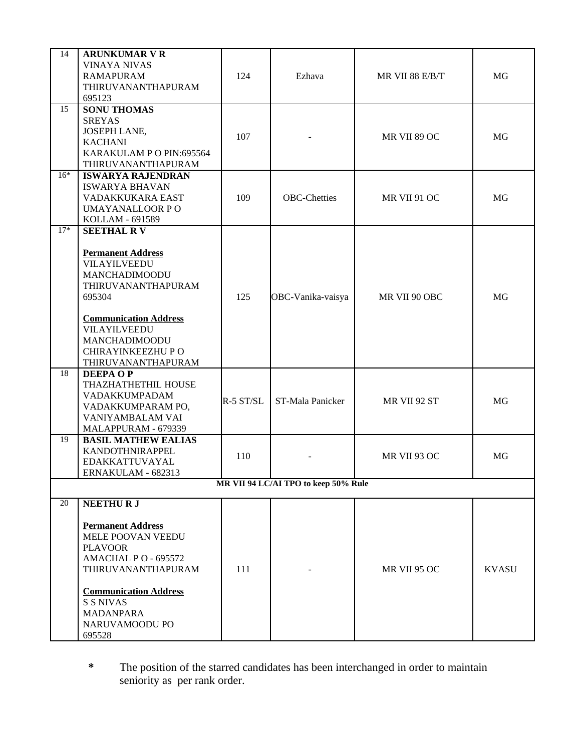| | | | | | |
|---|---|---|---|---|---|
| 14 | **ARUNKUMAR V R**<br>VINAYA NIVAS<br>RAMAPURAM<br>THIRUVANANTHAPURAM<br>695123 | 124 | Ezhava | MR VII 88 E/B/T | MG |
| 15 | **SONU THOMAS**<br>SREYAS<br>JOSEPH LANE,<br>KACHANI<br>KARAKULAM P O PIN:695564<br>THIRUVANANTHAPURAM | 107 | - | MR VII 89 OC | MG |
| 16* | **ISWARYA RAJENDRAN**<br>ISWARYA BHAVAN<br>VADAKKUKARA EAST<br>UMAYANALLOOR P O<br>KOLLAM - 691589 | 109 | OBC-Chetties | MR VII 91 OC | MG |
| 17* | **SEETHAL R V**<br><br>**Permanent Address**<br>VILAYILVEEDU<br>MANCHADIMOODU<br>THIRUVANANTHAPURAM<br>695304<br><br>**Communication Address**<br>VILAYILVEEDU<br>MANCHADIMOODU<br>CHIRAYINKEEZHU P O<br>THIRUVANANTHAPURAM | 125 | OBC-Vanika-vaisya | MR VII 90 OBC | MG |
| 18 | **DEEPA O P**<br>THAZHATHETHIL HOUSE<br>VADAKKUMPADAM<br>VADAKKUMPARAM PO,<br>VANIYAMBALAM VAI<br>MALAPPURAM - 679339 | R-5 ST/SL | ST-Mala Panicker | MR VII 92 ST | MG |
| 19 | **BASIL MATHEW EALIAS**<br>KANDOTHNIRAPPEL<br>EDAKKATTUVAYAL<br>ERNAKULAM - 682313 | 110 | - | MR VII 93 OC | MG |
| | | | **MR VII 94 LC/AI TPO to keep 50% Rule** | | |
| 20 | **NEETHU R J**<br><br>**Permanent Address**<br>MELE POOVAN VEEDU<br>PLAVOOR<br>AMACHAL P O - 695572<br>THIRUVANANTHAPURAM<br><br>**Communication Address**<br>S S NIVAS<br>MADANPARA<br>NARUVAMOODU PO<br>695528 | 111 | - | MR VII 95 OC | KVASU |

**\*** The position of the starred candidates has been interchanged in order to maintain seniority as per rank order.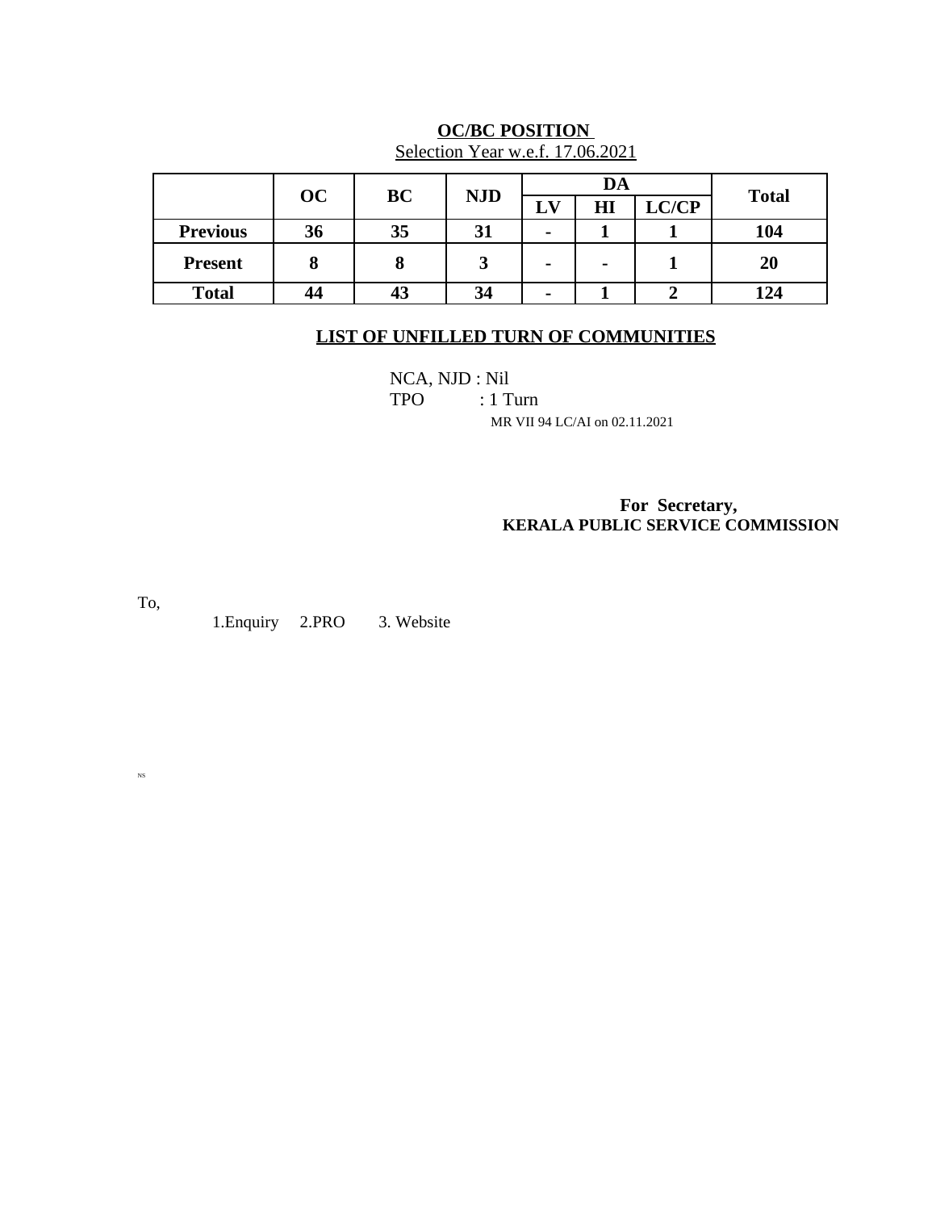**OC/BC POSITION**

Selection Year w.e.f. 17.06.2021

| | OC | BC | NJD | DA | | | Total |
|---|---|---|---|---|---|---|---|
| | | | | LV | HI | LC/CP | |
| **Previous** | 36 | 35 | 31 | - | 1 | 1 | 104 |
| **Present** | 8 | 8 | 3 | - | - | 1 | 20 |
| **Total** | 44 | 43 | 34 | - | 1 | 2 | 124 |

**LIST OF UNFILLED TURN OF COMMUNITIES**

NCA, NJD : Nil

TPO : 1 Turn

MR VII 94 LC/AI on 02.11.2021

**For Secretary,**
**KERALA PUBLIC SERVICE COMMISSION**

To,

1.Enquiry 2.PRO 3. Website

NS